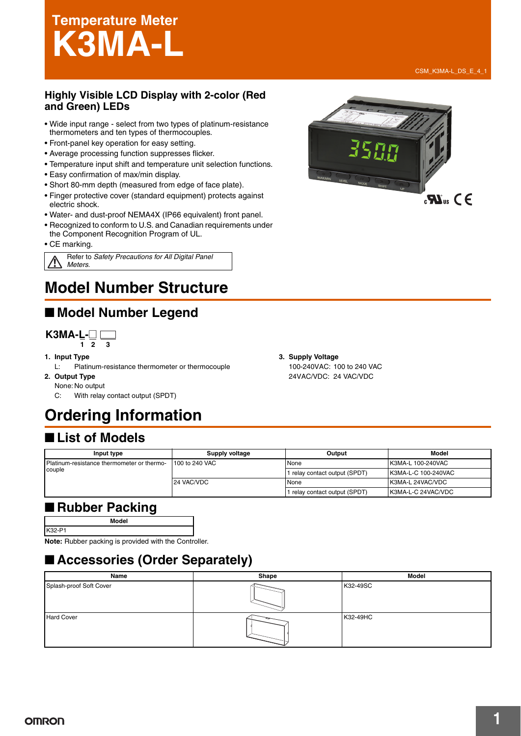# Temperature Meter
# K3MA-L

CSM_K3MA-L_DS_E_4_1

### Highly Visible LCD Display with 2-color (Red and Green) LEDs

- Wide input range - select from two types of platinum-resistance thermometers and ten types of thermocouples.
- Front-panel key operation for easy setting.
- Average processing function suppresses flicker.
- Temperature input shift and temperature unit selection functions.
- Easy confirmation of max/min display.
- Short 80-mm depth (measured from edge of face plate).
- Finger protective cover (standard equipment) protects against electric shock.
- Water- and dust-proof NEMA4X (IP66 equivalent) front panel.
- Recognized to conform to U.S. and Canadian requirements under the Component Recognition Program of UL.
- CE marking.

Refer to *Safety Precautions for All Digital Panel Meters*.

# Model Number Structure

## ■ Model Number Legend

**K3MA-L-□ □**
1 2 3

1. **Input Type**
   L: Platinum-resistance thermometer or thermocouple
2. **Output Type**
   None: No output
   C: With relay contact output (SPDT)
3. **Supply Voltage**
   100-240VAC: 100 to 240 VAC
   24VAC/VDC: 24 VAC/VDC

# Ordering Information

## ■ List of Models

| Input type | Supply voltage | Output | Model |
|---|---|---|---|
| Platinum-resistance thermometer or thermocouple | 100 to 240 VAC | None | K3MA-L 100-240VAC |
| | | 1 relay contact output (SPDT) | K3MA-L-C 100-240VAC |
| | 24 VAC/VDC | None | K3MA-L 24VAC/VDC |
| | | 1 relay contact output (SPDT) | K3MA-L-C 24VAC/VDC |

## ■ Rubber Packing

| Model |
|---|
| K32-P1 |

**Note:** Rubber packing is provided with the Controller.

## ■ Accessories (Order Separately)

| Name | Shape | Model |
|---|---|---|
| Splash-proof Soft Cover | | K32-49SC |
| Hard Cover | | K32-49HC |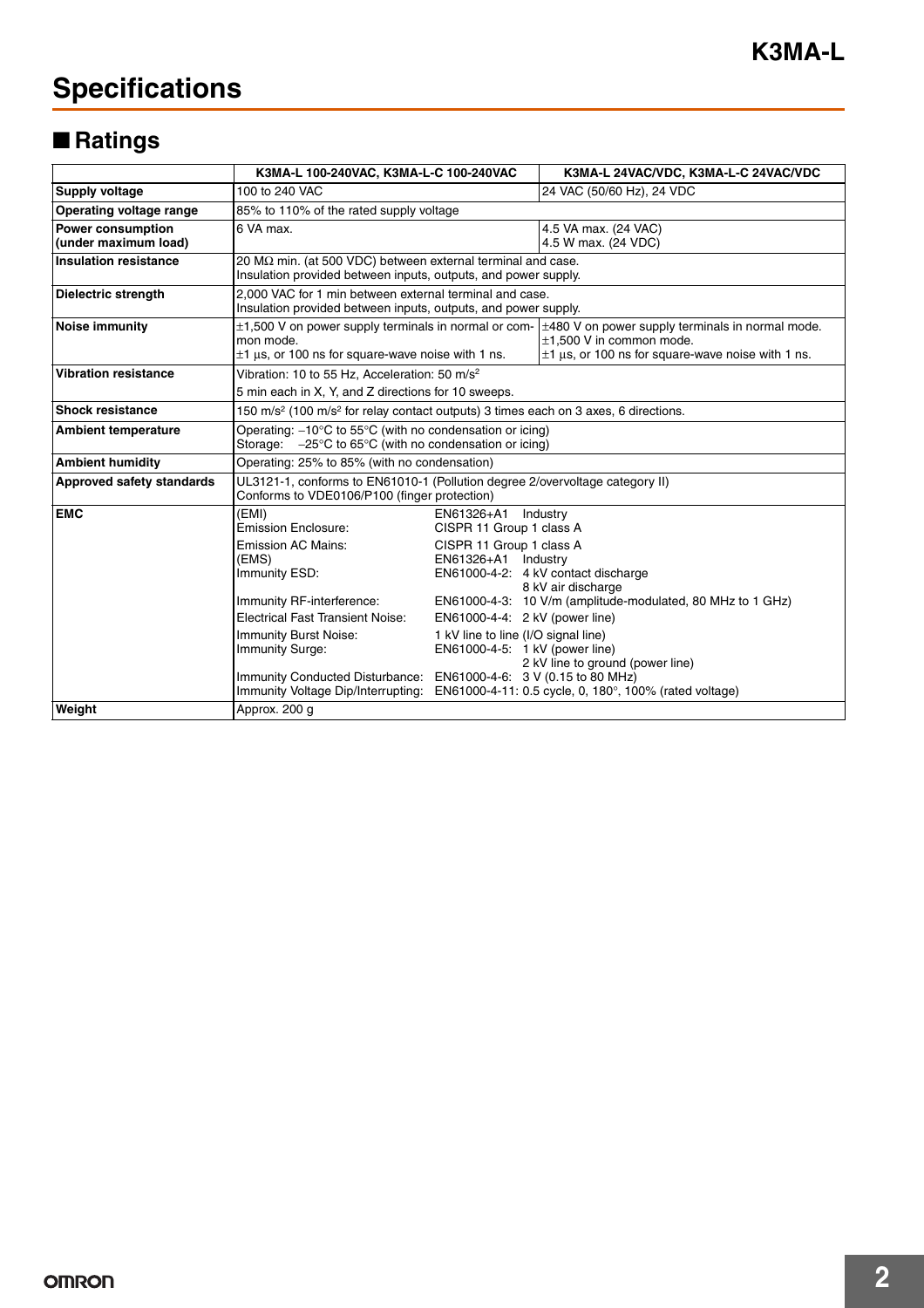# Specifications

## ■ Ratings

| | K3MA-L 100-240VAC, K3MA-L-C 100-240VAC | K3MA-L 24VAC/VDC, K3MA-L-C 24VAC/VDC |
|---|---|---|
| **Supply voltage** | 100 to 240 VAC | 24 VAC (50/60 Hz), 24 VDC |
| **Operating voltage range** | 85% to 110% of the rated supply voltage | |
| **Power consumption (under maximum load)** | 6 VA max. | 4.5 VA max. (24 VAC)<br>4.5 W max. (24 VDC) |
| **Insulation resistance** | 20 MΩ min. (at 500 VDC) between external terminal and case.<br>Insulation provided between inputs, outputs, and power supply. | |
| **Dielectric strength** | 2,000 VAC for 1 min between external terminal and case.<br>Insulation provided between inputs, outputs, and power supply. | |
| **Noise immunity** | ±1,500 V on power supply terminals in normal or common mode.<br>±1 µs, or 100 ns for square-wave noise with 1 ns. | ±480 V on power supply terminals in normal mode.<br>±1,500 V in common mode.<br>±1 µs, or 100 ns for square-wave noise with 1 ns. |
| **Vibration resistance** | Vibration: 10 to 55 Hz, Acceleration: 50 m/s²<br>5 min each in X, Y, and Z directions for 10 sweeps. | |
| **Shock resistance** | 150 m/s² (100 m/s² for relay contact outputs) 3 times each on 3 axes, 6 directions. | |
| **Ambient temperature** | Operating: −10°C to 55°C (with no condensation or icing)<br>Storage: −25°C to 65°C (with no condensation or icing) | |
| **Ambient humidity** | Operating: 25% to 85% (with no condensation) | |
| **Approved safety standards** | UL3121-1, conforms to EN61010-1 (Pollution degree 2/overvoltage category II)<br>Conforms to VDE0106/P100 (finger protection) | |
| **EMC** | (EMI) EN61326+A1 Industry<br>Emission Enclosure: CISPR 11 Group 1 class A<br>Emission AC Mains: CISPR 11 Group 1 class A<br>(EMS) EN61326+A1 Industry<br>Immunity ESD: EN61000-4-2: 4 kV contact discharge, 8 kV air discharge<br>Immunity RF-interference: EN61000-4-3: 10 V/m (amplitude-modulated, 80 MHz to 1 GHz)<br>Electrical Fast Transient Noise: EN61000-4-4: 2 kV (power line)<br>Immunity Burst Noise: 1 kV line to line (I/O signal line)<br>Immunity Surge: EN61000-4-5: 1 kV (power line), 2 kV line to ground (power line)<br>Immunity Conducted Disturbance: EN61000-4-6: 3 V (0.15 to 80 MHz)<br>Immunity Voltage Dip/Interrupting: EN61000-4-11: 0.5 cycle, 0, 180°, 100% (rated voltage) | |
| **Weight** | Approx. 200 g | |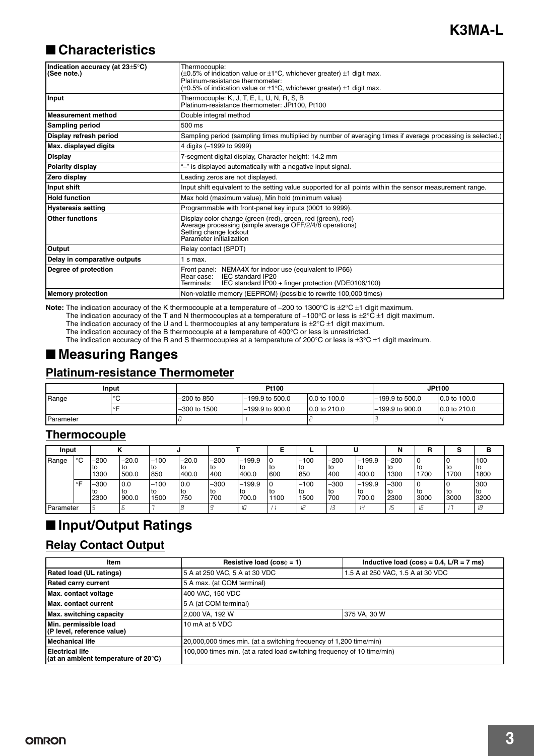## Characteristics

| | |
|---|---|
| **Indication accuracy (at 23±5°C) (See note.)** | Thermocouple: (±0.5% of indication value or ±1°C, whichever greater) ±1 digit max. Platinum-resistance thermometer: (±0.5% of indication value or ±1°C, whichever greater) ±1 digit max. |
| **Input** | Thermocouple: K, J, T, E, L, U, N, R, S, B<br>Platinum-resistance thermometer: JPt100, Pt100 |
| **Measurement method** | Double integral method |
| **Sampling period** | 500 ms |
| **Display refresh period** | Sampling period (sampling times multiplied by number of averaging times if average processing is selected.) |
| **Max. displayed digits** | 4 digits (–1999 to 9999) |
| **Display** | 7-segment digital display, Character height: 14.2 mm |
| **Polarity display** | "–" is displayed automatically with a negative input signal. |
| **Zero display** | Leading zeros are not displayed. |
| **Input shift** | Input shift equivalent to the setting value supported for all points within the sensor measurement range. |
| **Hold function** | Max hold (maximum value), Min hold (minimum value) |
| **Hysteresis setting** | Programmable with front-panel key inputs (0001 to 9999). |
| **Other functions** | Display color change (green (red), green, red (green), red)<br>Average processing (simple average OFF/2/4/8 operations)<br>Setting change lockout<br>Parameter initialization |
| **Output** | Relay contact (SPDT) |
| **Delay in comparative outputs** | 1 s max. |
| **Degree of protection** | Front panel: NEMA4X for indoor use (equivalent to IP66)<br>Rear case: IEC standard IP20<br>Terminals: IEC standard IP00 + finger protection (VDE0106/100) |
| **Memory protection** | Non-volatile memory (EEPROM) (possible to rewrite 100,000 times) |

**Note:** The indication accuracy of the K thermocouple at a temperature of –200 to 1300°C is ±2°C ±1 digit maximum.
The indication accuracy of the T and N thermocouples at a temperature of –100°C or less is ±2°C ±1 digit maximum.
The indication accuracy of the U and L thermocouples at any temperature is ±2°C ±1 digit maximum.
The indication accuracy of the B thermocouple at a temperature of 400°C or less is unrestricted.
The indication accuracy of the R and S thermocouples at a temperature of 200°C or less is ±3°C ±1 digit maximum.

## Measuring Ranges

### Platinum-resistance Thermometer

| Input | | Pt100 | | | JPt100 | |
|---|---|---|---|---|---|---|
| Range | °C | –200 to 850 | –199.9 to 500.0 | 0.0 to 100.0 | –199.9 to 500.0 | 0.0 to 100.0 |
| | °F | –300 to 1500 | –199.9 to 900.0 | 0.0 to 210.0 | –199.9 to 900.0 | 0.0 to 210.0 |
| Parameter | | 0 | 1 | 2 | 3 | 4 |

### Thermocouple

| Input | | K | | J | | T | | E | L | U | | N | R | S | B |
|---|---|---|---|---|---|---|---|---|---|---|---|---|---|---|---|
| Range | °C | –200 to 1300 | –20.0 to 500.0 | –100 to 850 | –20.0 to 400.0 | –200 to 400 | –199.9 to 400.0 | 0 to 600 | –100 to 850 | –200 to 400 | –199.9 to 400.0 | –200 to 1300 | 0 to 1700 | 0 to 1700 | 100 to 1800 |
| | °F | –300 to 2300 | 0.0 to 900.0 | –100 to 1500 | 0.0 to 750 | –300 to 700 | –199.9 to 700.0 | 0 to 1100 | –100 to 1500 | –300 to 700 | –199.9 to 700.0 | –300 to 2300 | 0 to 3000 | 0 to 3000 | 300 to 3200 |
| Parameter | | 5 | 6 | 7 | 8 | 9 | 10 | 11 | 12 | 13 | 14 | 15 | 16 | 17 | 18 |

## Input/Output Ratings

### Relay Contact Output

| Item | Resistive load (cosϕ = 1) | Inductive load (cosϕ = 0.4, L/R = 7 ms) |
|---|---|---|
| **Rated load (UL ratings)** | 5 A at 250 VAC, 5 A at 30 VDC | 1.5 A at 250 VAC, 1.5 A at 30 VDC |
| **Rated carry current** | 5 A max. (at COM terminal) | |
| **Max. contact voltage** | 400 VAC, 150 VDC | |
| **Max. contact current** | 5 A (at COM terminal) | |
| **Max. switching capacity** | 2,000 VA, 192 W | 375 VA, 30 W |
| **Min. permissible load (P level, reference value)** | 10 mA at 5 VDC | |
| **Mechanical life** | 20,000,000 times min. (at a switching frequency of 1,200 time/min) | |
| **Electrical life (at an ambient temperature of 20°C)** | 100,000 times min. (at a rated load switching frequency of 10 time/min) | |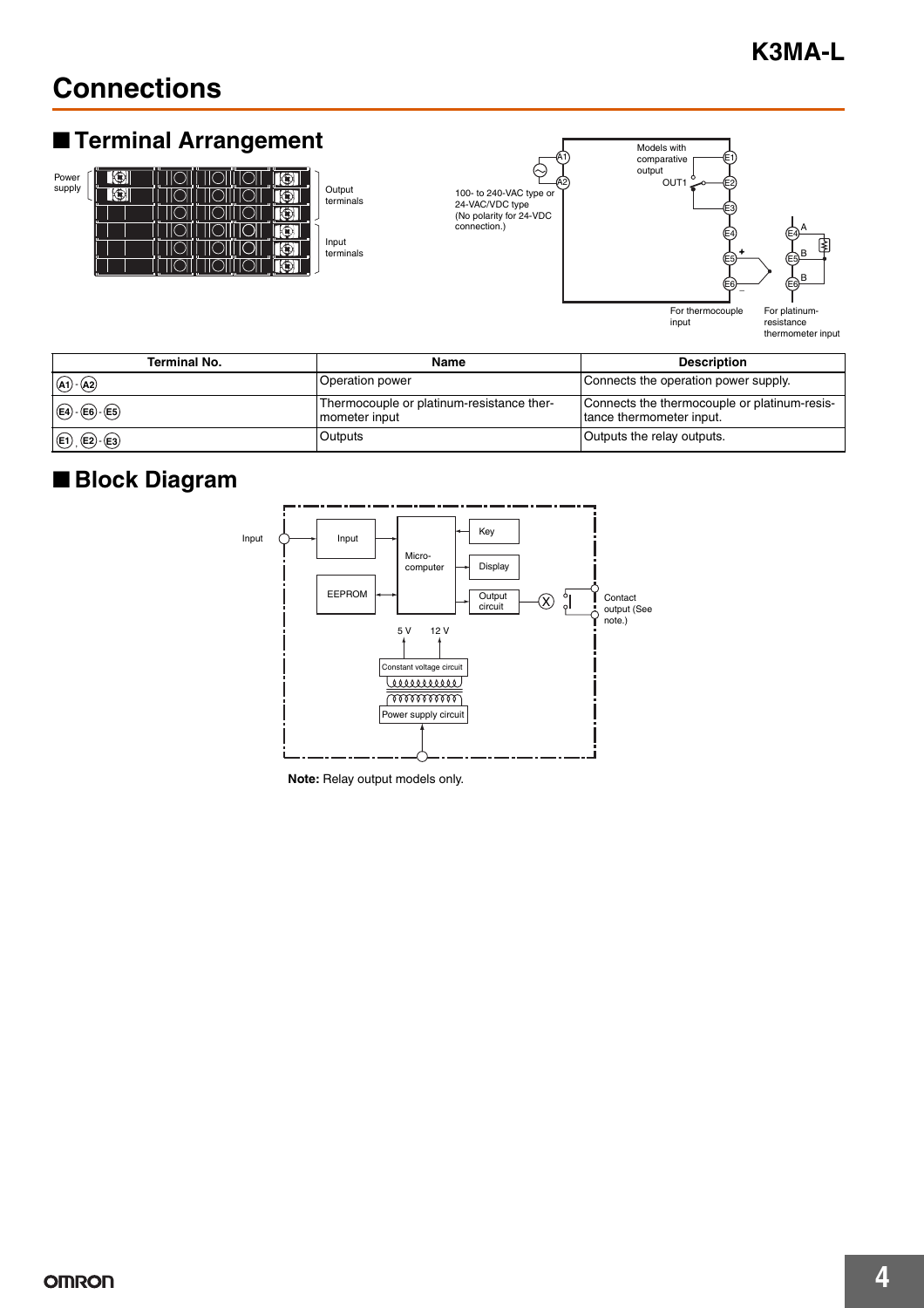# Connections

## ■ Terminal Arrangement

Power supply

Output terminals

Input terminals

100- to 240-VAC type or 24-VAC/VDC type (No polarity for 24-VDC connection.)

Models with comparative output

OUT1

For thermocouple input

For platinum-resistance thermometer input

| Terminal No. | Name | Description |
|---|---|---|
| (A1) - (A2) | Operation power | Connects the operation power supply. |
| (E4) - (E6) - (E5) | Thermocouple or platinum-resistance thermometer input | Connects the thermocouple or platinum-resistance thermometer input. |
| (E1) , (E2) - (E3) | Outputs | Outputs the relay outputs. |

## ■ Block Diagram

Input

Input

Micro-computer

Key

Display

EEPROM

Output circuit

Contact output (See note.)

5 V

12 V

Constant voltage circuit

Power supply circuit

**Note:** Relay output models only.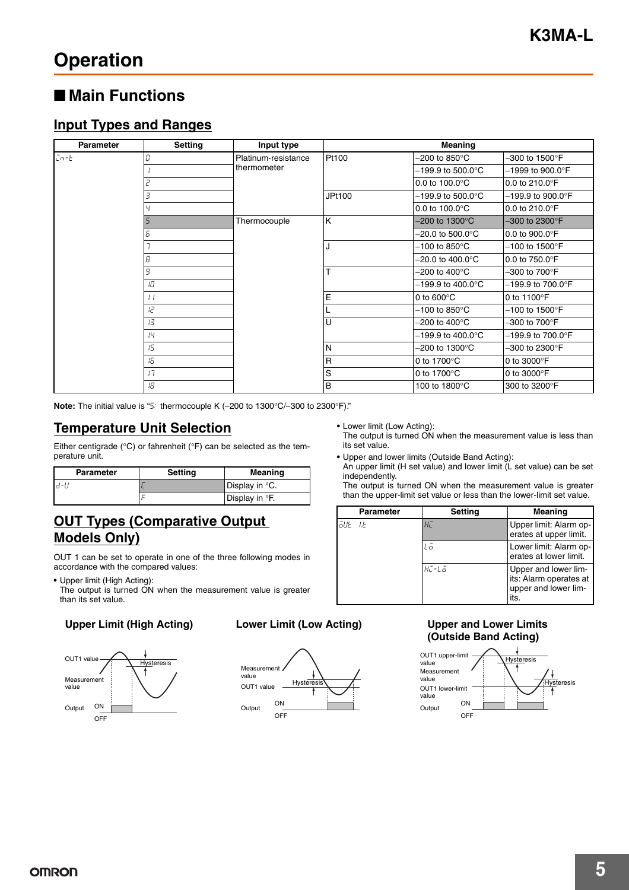# Operation

## ■ Main Functions

### Input Types and Ranges

| Parameter | Setting | Input type | Meaning | | |
|---|---|---|---|---|---|
| in-t | 0 | Platinum-resistance thermometer | Pt100 | −200 to 850°C | −300 to 1500°F |
| | 1 | | | −199.9 to 500.0°C | −1999 to 900.0°F |
| | 2 | | | 0.0 to 100.0°C | 0.0 to 210.0°F |
| | 3 | | JPt100 | −199.9 to 500.0°C | −199.9 to 900.0°F |
| | 4 | | | 0.0 to 100.0°C | 0.0 to 210.0°F |
| | 5 | Thermocouple | K | −200 to 1300°C | −300 to 2300°F |
| | 6 | | | −20.0 to 500.0°C | 0.0 to 900.0°F |
| | 7 | | J | −100 to 850°C | −100 to 1500°F |
| | 8 | | | −20.0 to 400.0°C | 0.0 to 750.0°F |
| | 9 | | T | −200 to 400°C | −300 to 700°F |
| | 10 | | | −199.9 to 400.0°C | −199.9 to 700.0°F |
| | 11 | | E | 0 to 600°C | 0 to 1100°F |
| | 12 | | L | −100 to 850°C | −100 to 1500°F |
| | 13 | | U | −200 to 400°C | −300 to 700°F |
| | 14 | | | −199.9 to 400.0°C | −199.9 to 700.0°F |
| | 15 | | N | −200 to 1300°C | −300 to 2300°F |
| | 16 | | R | 0 to 1700°C | 0 to 3000°F |
| | 17 | | S | 0 to 1700°C | 0 to 3000°F |
| | 18 | | B | 100 to 1800°C | 300 to 3200°F |

**Note:** The initial value is "5: thermocouple K (−200 to 1300°C/−300 to 2300°F)."

### Temperature Unit Selection

Either centigrade (°C) or fahrenheit (°F) can be selected as the temperature unit.

| Parameter | Setting | Meaning |
|---|---|---|
| d-U | C | Display in °C. |
| | F | Display in °F. |

### OUT Types (Comparative Output Models Only)

OUT 1 can be set to operate in one of the three following modes in accordance with the compared values:

- Upper limit (High Acting):
  The output is turned ON when the measurement value is greater than its set value.
- Lower limit (Low Acting):
  The output is turned ON when the measurement value is less than its set value.
- Upper and lower limits (Outside Band Acting):
  An upper limit (H set value) and lower limit (L set value) can be set independently.
  The output is turned ON when the measurement value is greater than the upper-limit set value or less than the lower-limit set value.

| Parameter | Setting | Meaning |
|---|---|---|
| oUt 1t | HI | Upper limit: Alarm operates at upper limit. |
| | Lo | Lower limit: Alarm operates at lower limit. |
| | HI-Lo | Upper and lower limits: Alarm operates at upper and lower limits. |

**Upper Limit (High Acting)**

OUT1 value, Hysteresis, Measurement value, Output ON OFF

**Lower Limit (Low Acting)**

Measurement value, OUT1 value, Hysteresis, Output ON OFF

**Upper and Lower Limits (Outside Band Acting)**

OUT1 upper-limit value, Hysteresis, Measurement value, OUT1 lower-limit value, Hysteresis, Output ON OFF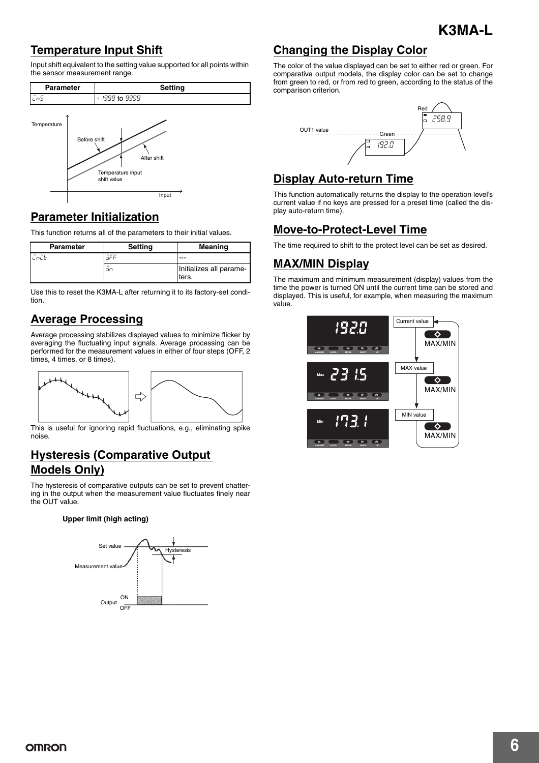## Temperature Input Shift

Input shift equivalent to the setting value supported for all points within the sensor measurement range.

| Parameter | Setting |
|---|---|
| ins | -1999 to 9999 |

## Parameter Initialization

This function returns all of the parameters to their initial values.

| Parameter | Setting | Meaning |
|---|---|---|
| init | off | --- |
| | on | Initializes all parameters. |

Use this to reset the K3MA-L after returning it to its factory-set condition.

## Average Processing

Average processing stabilizes displayed values to minimize flicker by averaging the fluctuating input signals. Average processing can be performed for the measurement values in either of four steps (OFF, 2 times, 4 times, or 8 times).

This is useful for ignoring rapid fluctuations, e.g., eliminating spike noise.

## Hysteresis (Comparative Output Models Only)

The hysteresis of comparative outputs can be set to prevent chattering in the output when the measurement value fluctuates finely near the OUT value.

**Upper limit (high acting)**

## Changing the Display Color

The color of the value displayed can be set to either red or green. For comparative output models, the display color can be set to change from green to red, or from red to green, according to the status of the comparison criterion.

## Display Auto-return Time

This function automatically returns the display to the operation level's current value if no keys are pressed for a preset time (called the display auto-return time).

## Move-to-Protect-Level Time

The time required to shift to the protect level can be set as desired.

## MAX/MIN Display

The maximum and minimum measurement (display) values from the time the power is turned ON until the current time can be stored and displayed. This is useful, for example, when measuring the maximum value.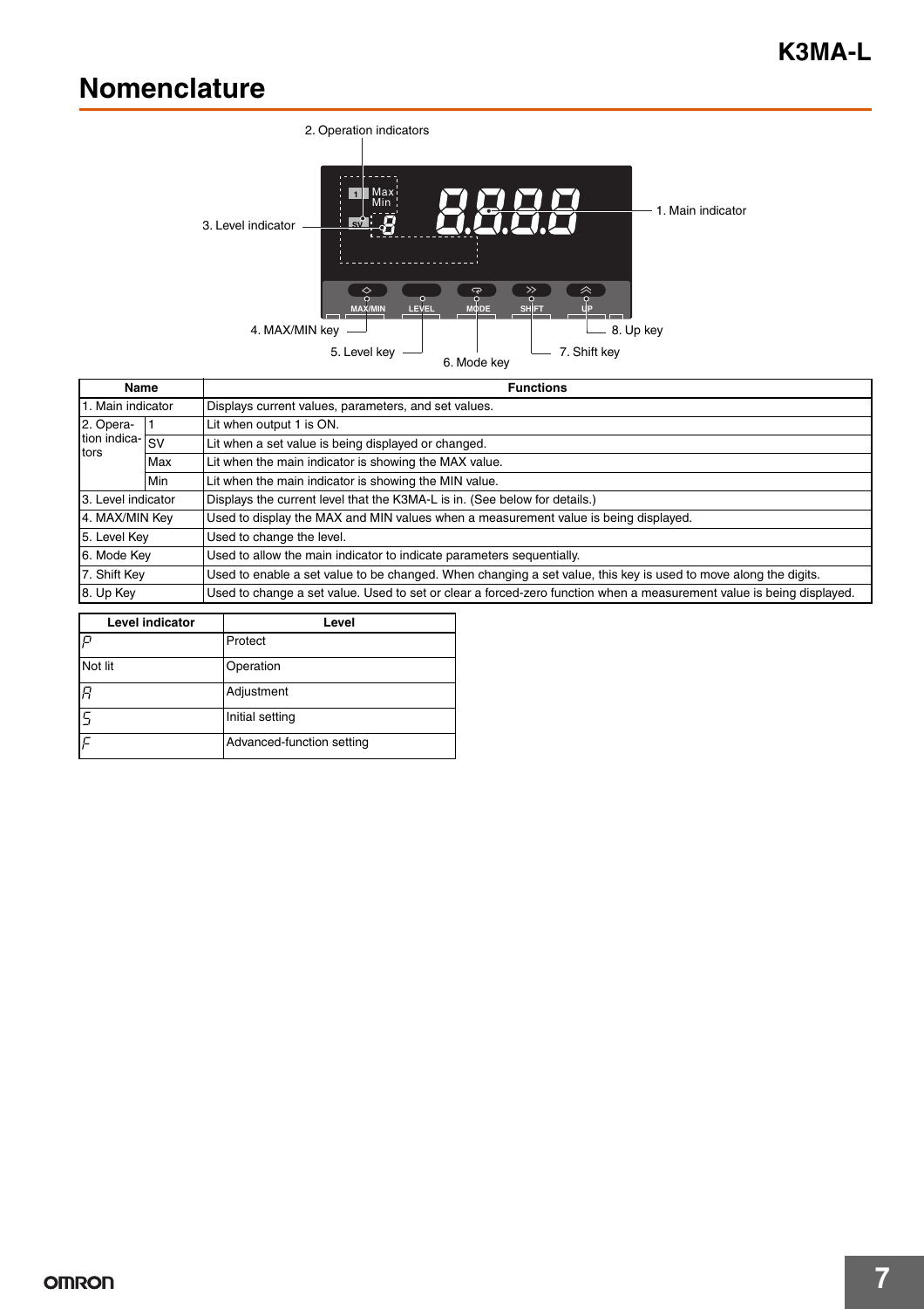## Nomenclature

2. Operation indicators

3. Level indicator

1. Main indicator

4. MAX/MIN key

5. Level key

6. Mode key

7. Shift key

8. Up key

| Name | | Functions |
|---|---|---|
| 1. Main indicator | | Displays current values, parameters, and set values. |
| 2. Operation indicators | 1 | Lit when output 1 is ON. |
| | SV | Lit when a set value is being displayed or changed. |
| | Max | Lit when the main indicator is showing the MAX value. |
| | Min | Lit when the main indicator is showing the MIN value. |
| 3. Level indicator | | Displays the current level that the K3MA-L is in. (See below for details.) |
| 4. MAX/MIN Key | | Used to display the MAX and MIN values when a measurement value is being displayed. |
| 5. Level Key | | Used to change the level. |
| 6. Mode Key | | Used to allow the main indicator to indicate parameters sequentially. |
| 7. Shift Key | | Used to enable a set value to be changed. When changing a set value, this key is used to move along the digits. |
| 8. Up Key | | Used to change a set value. Used to set or clear a forced-zero function when a measurement value is being displayed. |

| Level indicator | Level |
|---|---|
| P | Protect |
| Not lit | Operation |
| A | Adjustment |
| S | Initial setting |
| F | Advanced-function setting |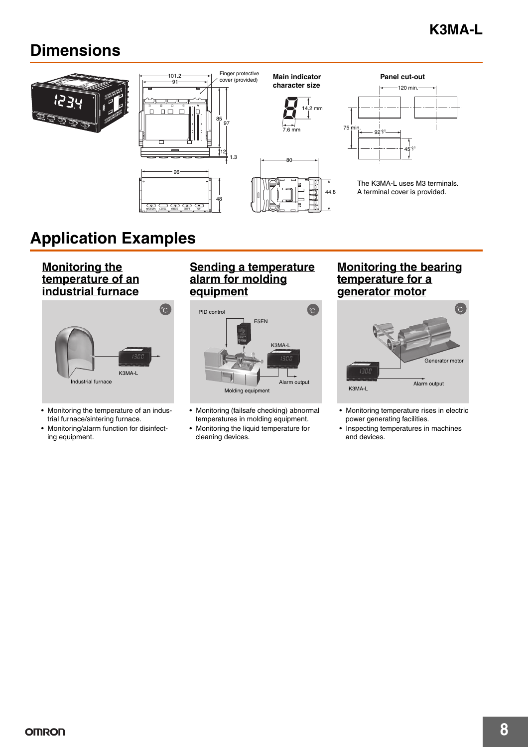# Dimensions

Finger protective cover (provided)

**Main indicator character size**

14.2 mm

7.6 mm

**Panel cut-out**

120 min.

75 min.

$92^{+0.5}_{0}$

$45^{+0.5}_{0}$

The K3MA-L uses M3 terminals.
A terminal cover is provided.

# Application Examples

## Monitoring the temperature of an industrial furnace

Industrial furnace

K3MA-L

- Monitoring the temperature of an industrial furnace/sintering furnace.
- Monitoring/alarm function for disinfecting equipment.

## Sending a temperature alarm for molding equipment

PID control

E5EN

K3MA-L

Alarm output

Molding equipment

- Monitoring (failsafe checking) abnormal temperatures in molding equipment.
- Monitoring the liquid temperature for cleaning devices.

## Monitoring the bearing temperature for a generator motor

Generator motor

K3MA-L

Alarm output

- Monitoring temperature rises in electric power generating facilities.
- Inspecting temperatures in machines and devices.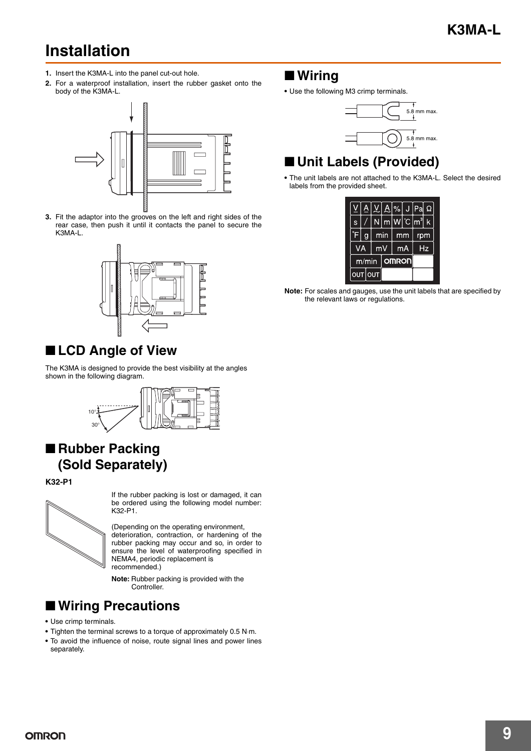# Installation

1. Insert the K3MA-L into the panel cut-out hole.
2. For a waterproof installation, insert the rubber gasket onto the body of the K3MA-L.
3. Fit the adaptor into the grooves on the left and right sides of the rear case, then push it until it contacts the panel to secure the K3MA-L.

## ■ LCD Angle of View

The K3MA is designed to provide the best visibility at the angles shown in the following diagram.

## ■ Rubber Packing (Sold Separately)

**K32-P1**

If the rubber packing is lost or damaged, it can be ordered using the following model number: K32-P1.

(Depending on the operating environment, deterioration, contraction, or hardening of the rubber packing may occur and so, in order to ensure the level of waterproofing specified in NEMA4, periodic replacement is recommended.)

**Note:** Rubber packing is provided with the Controller.

## ■ Wiring Precautions

- Use crimp terminals.
- Tighten the terminal screws to a torque of approximately 0.5 N·m.
- To avoid the influence of noise, route signal lines and power lines separately.

## ■ Wiring

- Use the following M3 crimp terminals.

5.8 mm max.

5.8 mm max.

## ■ Unit Labels (Provided)

- The unit labels are not attached to the K3MA-L. Select the desired labels from the provided sheet.

**Note:** For scales and gauges, use the unit labels that are specified by the relevant laws or regulations.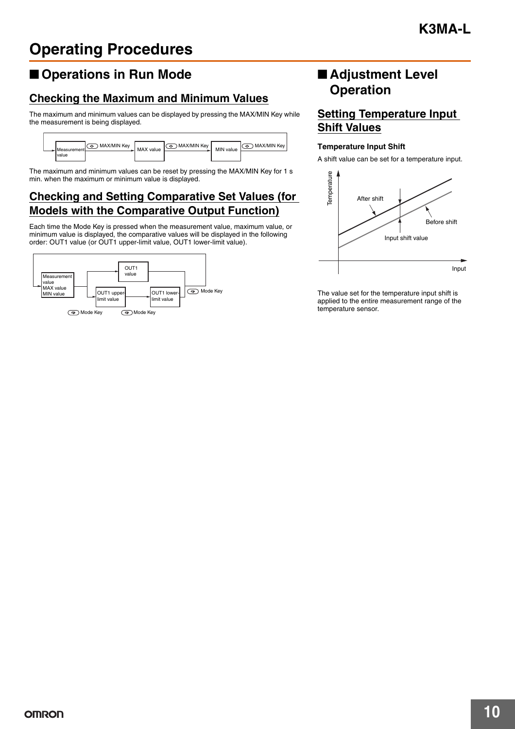# Operating Procedures

## ■ Operations in Run Mode

### Checking the Maximum and Minimum Values

The maximum and minimum values can be displayed by pressing the MAX/MIN Key while the measurement is being displayed.

Measurement value → MAX/MIN Key → MAX value → MAX/MIN Key → MIN value → MAX/MIN Key

The maximum and minimum values can be reset by pressing the MAX/MIN Key for 1 s min. when the maximum or minimum value is displayed.

### Checking and Setting Comparative Set Values (for Models with the Comparative Output Function)

Each time the Mode Key is pressed when the measurement value, maximum value, or minimum value is displayed, the comparative values will be displayed in the following order: OUT1 value (or OUT1 upper-limit value, OUT1 lower-limit value).

Measurement value / MAX value / MIN value → Mode Key → OUT1 value (or OUT1 upper-limit value → Mode Key → OUT1 lower-limit value) → Mode Key

## ■ Adjustment Level Operation

### Setting Temperature Input Shift Values

**Temperature Input Shift**

A shift value can be set for a temperature input.

Temperature / Input / After shift / Before shift / Input shift value

The value set for the temperature input shift is applied to the entire measurement range of the temperature sensor.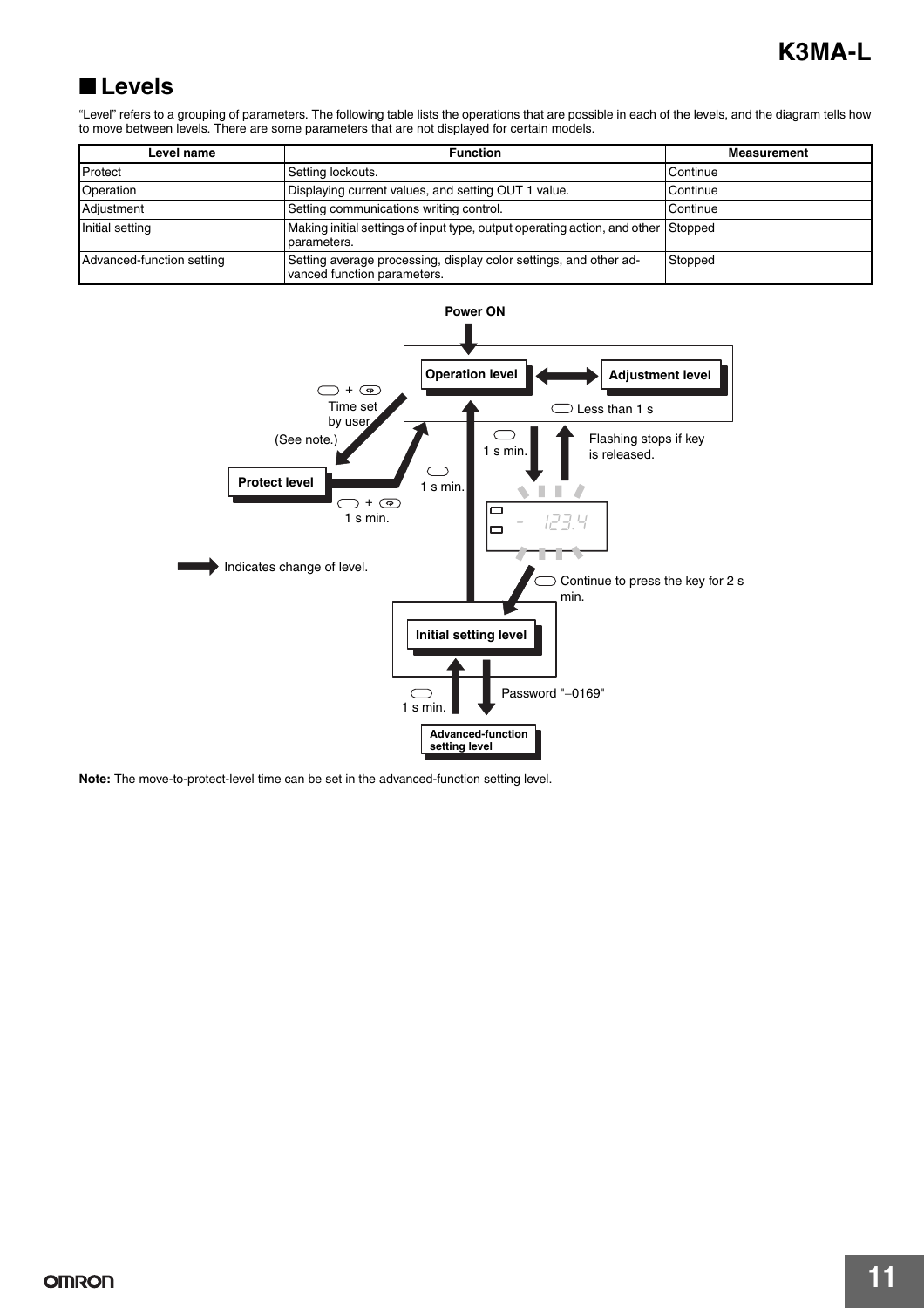## ■ Levels

"Level" refers to a grouping of parameters. The following table lists the operations that are possible in each of the levels, and the diagram tells how to move between levels. There are some parameters that are not displayed for certain models.

| Level name | Function | Measurement |
|---|---|---|
| Protect | Setting lockouts. | Continue |
| Operation | Displaying current values, and setting OUT 1 value. | Continue |
| Adjustment | Setting communications writing control. | Continue |
| Initial setting | Making initial settings of input type, output operating action, and other parameters. | Stopped |
| Advanced-function setting | Setting average processing, display color settings, and other advanced function parameters. | Stopped |

Power ON

Operation level

Adjustment level

Less than 1 s

+ Time set by user (See note.)

Protect level

+ 1 s min.

1 s min.

1 s min.

Flashing stops if key is released.

Indicates change of level.

Continue to press the key for 2 s min.

Initial setting level

1 s min.

Password "−0169"

Advanced-function setting level

**Note:** The move-to-protect-level time can be set in the advanced-function setting level.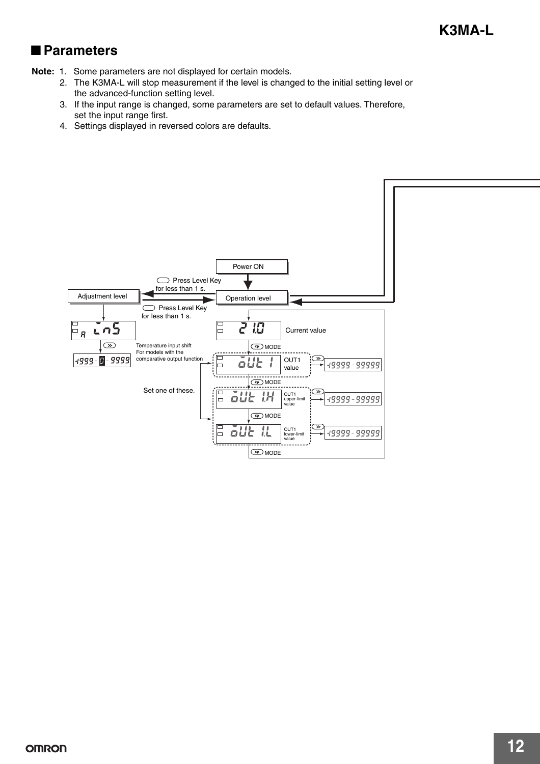## ■ Parameters

**Note:** 1. Some parameters are not displayed for certain models.
2. The K3MA-L will stop measurement if the level is changed to the initial setting level or the advanced-function setting level.
3. If the input range is changed, some parameters are set to default values. Therefore, set the input range first.
4. Settings displayed in reversed colors are defaults.

Power ON

Press Level Key for less than 1 s.

Adjustment level

Operation level

Press Level Key for less than 1 s.

ins

Temperature input shift
For models with the comparative output function

-1999 - 0 - 9999

21.0 Current value

MODE

out1 OUT1 value → -19999 - 99999

MODE

Set one of these.

out1.H OUT1 upper-limit value → -19999 - 99999

MODE

out1.L OUT1 lower-limit value → -19999 - 99999

MODE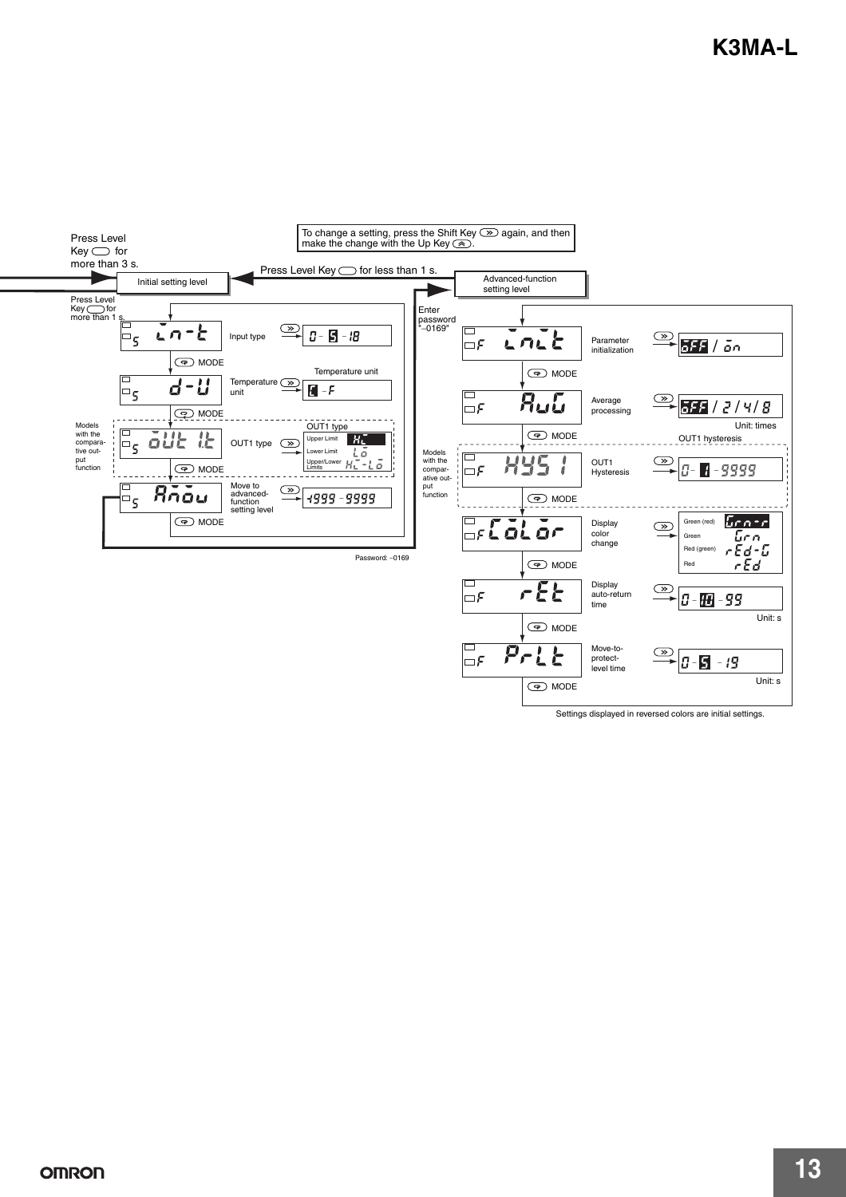To change a setting, press the Shift Key again, and then make the change with the Up Key.

Press Level Key for more than 3 s.

Press Level Key for less than 1 s.

## Initial setting level

Press Level Key for more than 1 s.

| Display | Parameter | Setting range |
|---|---|---|
| in-t | Input type | 0 - **5** - 18 |
| d-U | Temperature unit | Temperature unit: **C** - F |
| oUt1t (Models with the comparative output function) | OUT1 type | OUT1 type: Upper Limit **HI**, Lower Limit LO, Upper/Lower Limits HI-LO |
| Amov | Move to advanced-function setting level | -1999 - 9999 |

Password: −0169

## Advanced-function setting level

Enter password "−0169"

| Display | Parameter | Setting range |
|---|---|---|
| init | Parameter initialization | **oFF** / on |
| AvG | Average processing | **oFF** / 2 / 4 / 8 (Unit: times) |
| HYS1 (Models with the comparative output function) | OUT1 Hysteresis | OUT1 hysteresis: 0 - **1** - 9999 |
| CoLor | Display color change | Green (red) **Grn-r**, Green Grn, Red (green) rEd-G, Red rEd |
| rEt | Display auto-return time | 0 - **10** - 99 (Unit: s) |
| PrLt | Move-to-protect-level time | 0 - **5** - 19 (Unit: s) |

Settings displayed in reversed colors are initial settings.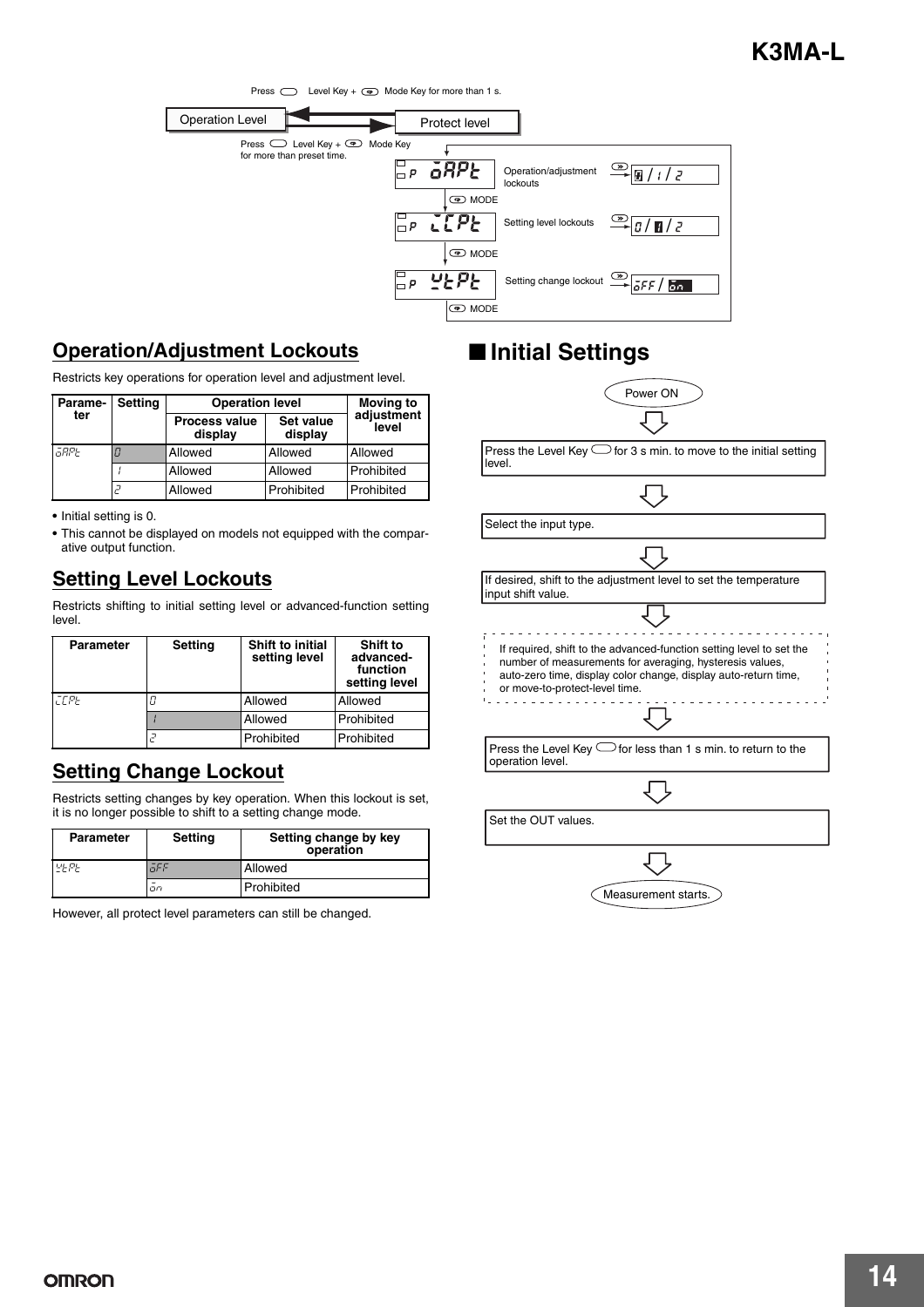# K3MA-L

Press Level Key + Mode Key for more than 1 s.

Operation Level → Protect level

Press Level Key + Mode Key for more than preset time.

- P oAPt — Operation/adjustment lockouts: 0 / 1 / 2
- MODE
- P iCPt — Setting level lockouts: 0 / 1 / 2
- MODE
- P wtPt — Setting change lockout: oFF / on
- MODE

## Operation/Adjustment Lockouts

Restricts key operations for operation level and adjustment level.

| Parameter | Setting | Operation level | | Moving to adjustment level |
|---|---|---|---|---|
| | | Process value display | Set value display | |
| oAPt | 0 | Allowed | Allowed | Allowed |
| | 1 | Allowed | Allowed | Prohibited |
| | 2 | Allowed | Prohibited | Prohibited |

- Initial setting is 0.
- This cannot be displayed on models not equipped with the comparative output function.

## Setting Level Lockouts

Restricts shifting to initial setting level or advanced-function setting level.

| Parameter | Setting | Shift to initial setting level | Shift to advanced-function setting level |
|---|---|---|---|
| iCPt | 0 | Allowed | Allowed |
| | 1 | Allowed | Prohibited |
| | 2 | Prohibited | Prohibited |

## Setting Change Lockout

Restricts setting changes by key operation. When this lockout is set, it is no longer possible to shift to a setting change mode.

| Parameter | Setting | Setting change by key operation |
|---|---|---|
| wtPt | oFF | Allowed |
| | on | Prohibited |

However, all protect level parameters can still be changed.

## Initial Settings

Power ON

↓

Press the Level Key for 3 s min. to move to the initial setting level.

↓

Select the input type.

↓

If desired, shift to the adjustment level to set the temperature input shift value.

↓

If required, shift to the advanced-function setting level to set the number of measurements for averaging, hysteresis values, auto-zero time, display color change, display auto-return time, or move-to-protect-level time.

↓

Press the Level Key for less than 1 s min. to return to the operation level.

↓

Set the OUT values.

↓

Measurement starts.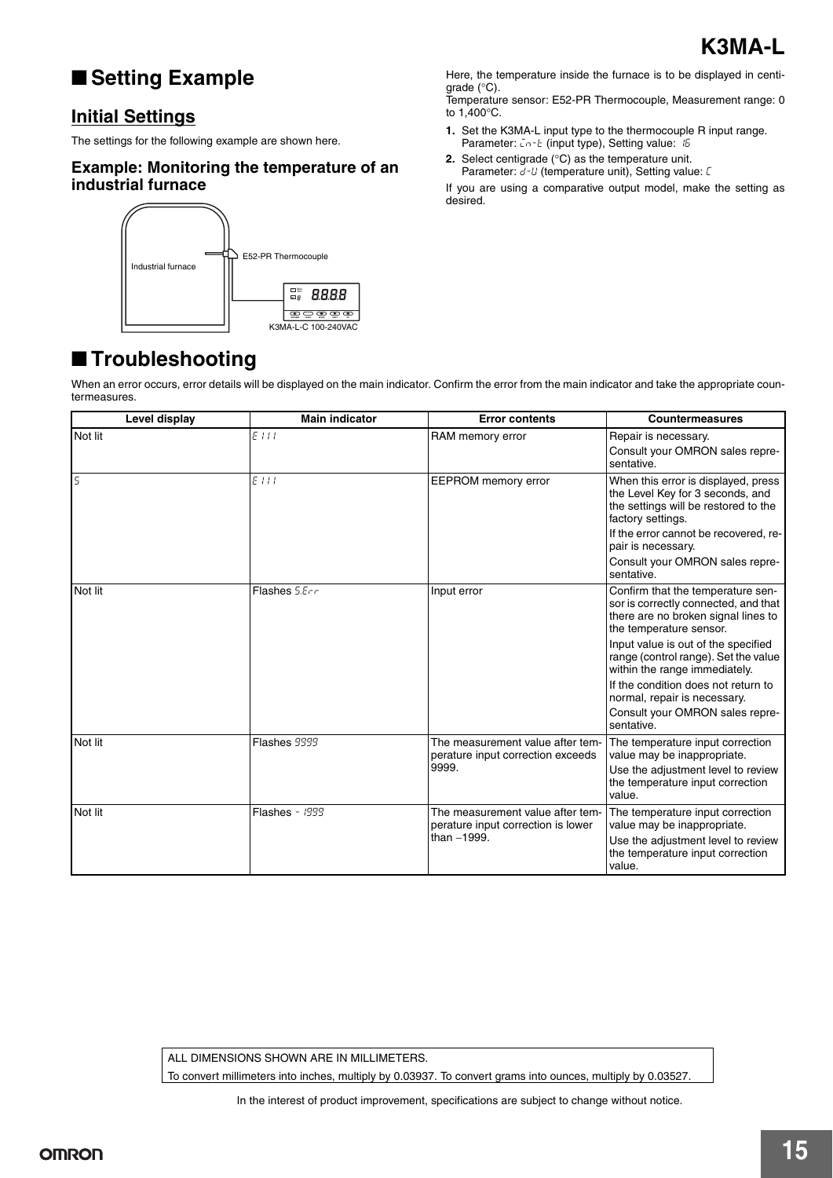## ■ Setting Example

### Initial Settings

The settings for the following example are shown here.

#### Example: Monitoring the temperature of an industrial furnace

Industrial furnace

E52-PR Thermocouple

K3MA-L-C 100-240VAC

Here, the temperature inside the furnace is to be displayed in centigrade (°C).
Temperature sensor: E52-PR Thermocouple, Measurement range: 0 to 1,400°C.

1. Set the K3MA-L input type to the thermocouple R input range.
   Parameter: in-t (input type), Setting value: 16
2. Select centigrade (°C) as the temperature unit.
   Parameter: d-U (temperature unit), Setting value: C

If you are using a comparative output model, make the setting as desired.

## ■ Troubleshooting

When an error occurs, error details will be displayed on the main indicator. Confirm the error from the main indicator and take the appropriate countermeasures.

| Level display | Main indicator | Error contents | Countermeasures |
|---|---|---|---|
| Not lit | E111 | RAM memory error | Repair is necessary.<br>Consult your OMRON sales representative. |
| S | E111 | EEPROM memory error | When this error is displayed, press the Level Key for 3 seconds, and the settings will be restored to the factory settings.<br>If the error cannot be recovered, repair is necessary.<br>Consult your OMRON sales representative. |
| Not lit | Flashes S.Err | Input error | Confirm that the temperature sensor is correctly connected, and that there are no broken signal lines to the temperature sensor.<br>Input value is out of the specified range (control range). Set the value within the range immediately.<br>If the condition does not return to normal, repair is necessary.<br>Consult your OMRON sales representative. |
| Not lit | Flashes 9999 | The measurement value after temperature input correction exceeds 9999. | The temperature input correction value may be inappropriate.<br>Use the adjustment level to review the temperature input correction value. |
| Not lit | Flashes -1999 | The measurement value after temperature input correction is lower than –1999. | The temperature input correction value may be inappropriate.<br>Use the adjustment level to review the temperature input correction value. |

ALL DIMENSIONS SHOWN ARE IN MILLIMETERS.
To convert millimeters into inches, multiply by 0.03937. To convert grams into ounces, multiply by 0.03527.

In the interest of product improvement, specifications are subject to change without notice.